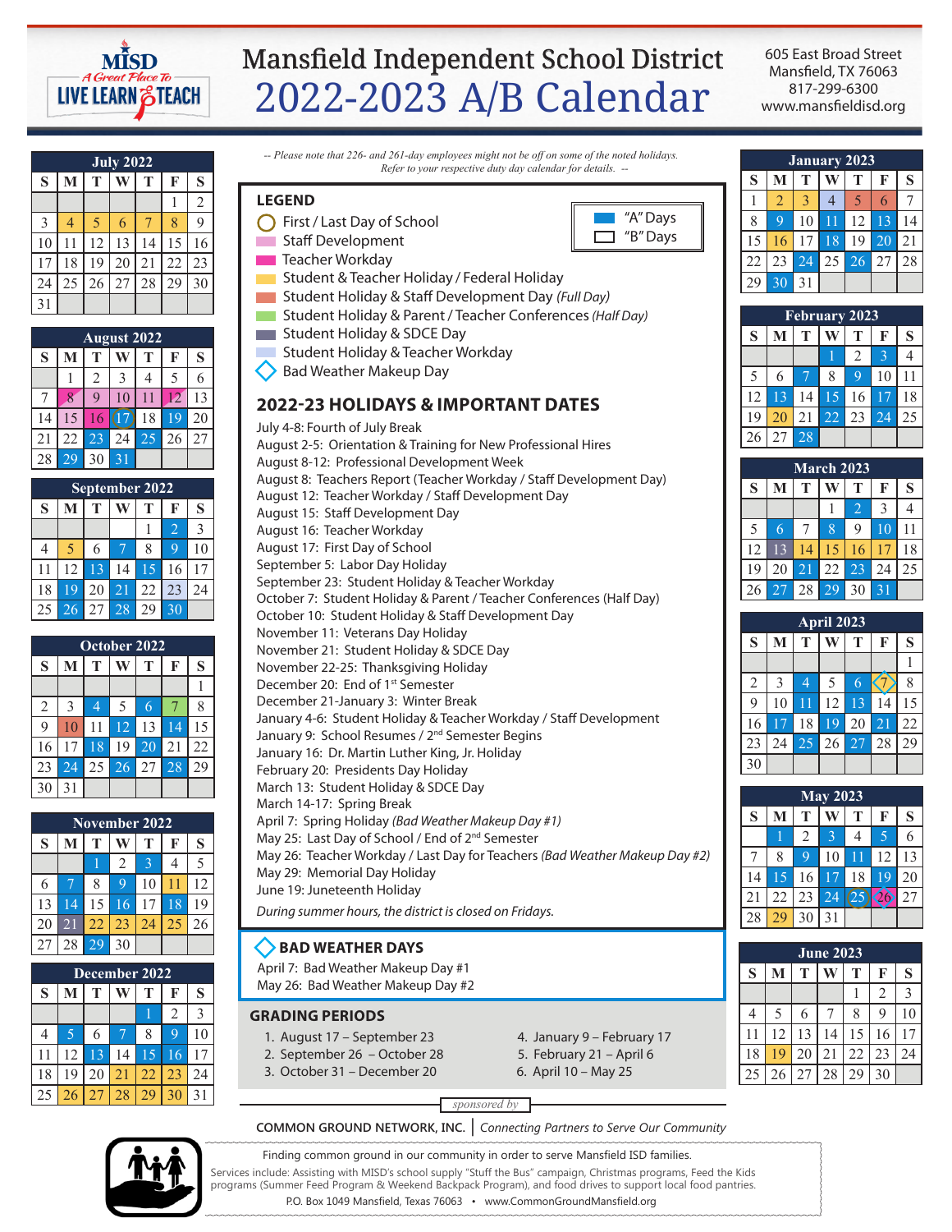# Mansfield Independent School District
## 2022-2023 A/B Calendar

MISD — A Great Place To LIVE LEARN TEACH

605 East Broad Street
Mansfield, TX 76063
817-299-6300
www.mansfieldisd.org

### July 2022

| S | M | T | W | T | F | S |
|---|---|---|---|---|---|---|
| | | | | | 1 | 2 |
| 3 | 4 | 5 | 6 | 7 | 8 | 9 |
| 10 | 11 | 12 | 13 | 14 | 15 | 16 |
| 17 | 18 | 19 | 20 | 21 | 22 | 23 |
| 24 | 25 | 26 | 27 | 28 | 29 | 30 |
| 31 | | | | | | |

### August 2022

| S | M | T | W | T | F | S |
|---|---|---|---|---|---|---|
| | 1 | 2 | 3 | 4 | 5 | 6 |
| 7 | 8 | 9 | 10 | 11 | 12 | 13 |
| 14 | 15 | 16 | 17 | 18 | 19 | 20 |
| 21 | 22 | 23 | 24 | 25 | 26 | 27 |
| 28 | 29 | 30 | 31 | | | |

### September 2022

| S | M | T | W | T | F | S |
|---|---|---|---|---|---|---|
| | | | | 1 | 2 | 3 |
| 4 | 5 | 6 | 7 | 8 | 9 | 10 |
| 11 | 12 | 13 | 14 | 15 | 16 | 17 |
| 18 | 19 | 20 | 21 | 22 | 23 | 24 |
| 25 | 26 | 27 | 28 | 29 | 30 | |

### October 2022

| S | M | T | W | T | F | S |
|---|---|---|---|---|---|---|
| | | | | | | 1 |
| 2 | 3 | 4 | 5 | 6 | 7 | 8 |
| 9 | 10 | 11 | 12 | 13 | 14 | 15 |
| 16 | 17 | 18 | 19 | 20 | 21 | 22 |
| 23 | 24 | 25 | 26 | 27 | 28 | 29 |
| 30 | 31 | | | | | |

### November 2022

| S | M | T | W | T | F | S |
|---|---|---|---|---|---|---|
| | | 1 | 2 | 3 | 4 | 5 |
| 6 | 7 | 8 | 9 | 10 | 11 | 12 |
| 13 | 14 | 15 | 16 | 17 | 18 | 19 |
| 20 | 21 | 22 | 23 | 24 | 25 | 26 |
| 27 | 28 | 29 | 30 | | | |

### December 2022

| S | M | T | W | T | F | S |
|---|---|---|---|---|---|---|
| | | | | 1 | 2 | 3 |
| 4 | 5 | 6 | 7 | 8 | 9 | 10 |
| 11 | 12 | 13 | 14 | 15 | 16 | 17 |
| 18 | 19 | 20 | 21 | 22 | 23 | 24 |
| 25 | 26 | 27 | 28 | 29 | 30 | 31 |

*-- Please note that 226- and 261-day employees might not be off on some of the noted holidays. Refer to your respective duty day calendar for details. --*

### LEGEND

- First / Last Day of School
- Staff Development
- Teacher Workday
- Student & Teacher Holiday / Federal Holiday
- Student Holiday & Staff Development Day *(Full Day)*
- Student Holiday & Parent / Teacher Conferences *(Half Day)*
- Student Holiday & SDCE Day
- Student Holiday & Teacher Workday
- Bad Weather Makeup Day

- "A" Days
- "B" Days

### 2022-23 HOLIDAYS & IMPORTANT DATES

July 4-8: Fourth of July Break
August 2-5: Orientation & Training for New Professional Hires
August 8-12: Professional Development Week
August 8: Teachers Report (Teacher Workday / Staff Development Day)
August 12: Teacher Workday / Staff Development Day
August 15: Staff Development Day
August 16: Teacher Workday
August 17: First Day of School
September 5: Labor Day Holiday
September 23: Student Holiday & Teacher Workday
October 7: Student Holiday & Parent / Teacher Conferences (Half Day)
October 10: Student Holiday & Staff Development Day
November 11: Veterans Day Holiday
November 21: Student Holiday & SDCE Day
November 22-25: Thanksgiving Holiday
December 20: End of 1st Semester
December 21-January 3: Winter Break
January 4-6: Student Holiday & Teacher Workday / Staff Development
January 9: School Resumes / 2nd Semester Begins
January 16: Dr. Martin Luther King, Jr. Holiday
February 20: Presidents Day Holiday
March 13: Student Holiday & SDCE Day
March 14-17: Spring Break
April 7: Spring Holiday *(Bad Weather Makeup Day #1)*
May 25: Last Day of School / End of 2nd Semester
May 26: Teacher Workday / Last Day for Teachers *(Bad Weather Makeup Day #2)*
May 29: Memorial Day Holiday
June 19: Juneteenth Holiday

*During summer hours, the district is closed on Fridays.*

### BAD WEATHER DAYS

April 7: Bad Weather Makeup Day #1
May 26: Bad Weather Makeup Day #2

### GRADING PERIODS

1. August 17 – September 23
2. September 26 – October 28
3. October 31 – December 20
4. January 9 – February 17
5. February 21 – April 6
6. April 10 – May 25

### January 2023

| S | M | T | W | T | F | S |
|---|---|---|---|---|---|---|
| 1 | 2 | 3 | 4 | 5 | 6 | 7 |
| 8 | 9 | 10 | 11 | 12 | 13 | 14 |
| 15 | 16 | 17 | 18 | 19 | 20 | 21 |
| 22 | 23 | 24 | 25 | 26 | 27 | 28 |
| 29 | 30 | 31 | | | | |

### February 2023

| S | M | T | W | T | F | S |
|---|---|---|---|---|---|---|
| | | | 1 | 2 | 3 | 4 |
| 5 | 6 | 7 | 8 | 9 | 10 | 11 |
| 12 | 13 | 14 | 15 | 16 | 17 | 18 |
| 19 | 20 | 21 | 22 | 23 | 24 | 25 |
| 26 | 27 | 28 | | | | |

### March 2023

| S | M | T | W | T | F | S |
|---|---|---|---|---|---|---|
| | | | 1 | 2 | 3 | 4 |
| 5 | 6 | 7 | 8 | 9 | 10 | 11 |
| 12 | 13 | 14 | 15 | 16 | 17 | 18 |
| 19 | 20 | 21 | 22 | 23 | 24 | 25 |
| 26 | 27 | 28 | 29 | 30 | 31 | |

### April 2023

| S | M | T | W | T | F | S |
|---|---|---|---|---|---|---|
| | | | | | | 1 |
| 2 | 3 | 4 | 5 | 6 | 7 | 8 |
| 9 | 10 | 11 | 12 | 13 | 14 | 15 |
| 16 | 17 | 18 | 19 | 20 | 21 | 22 |
| 23 | 24 | 25 | 26 | 27 | 28 | 29 |
| 30 | | | | | | |

### May 2023

| S | M | T | W | T | F | S |
|---|---|---|---|---|---|---|
| | 1 | 2 | 3 | 4 | 5 | 6 |
| 7 | 8 | 9 | 10 | 11 | 12 | 13 |
| 14 | 15 | 16 | 17 | 18 | 19 | 20 |
| 21 | 22 | 23 | 24 | 25 | 26 | 27 |
| 28 | 29 | 30 | 31 | | | |

### June 2023

| S | M | T | W | T | F | S |
|---|---|---|---|---|---|---|
| | | | | 1 | 2 | 3 |
| 4 | 5 | 6 | 7 | 8 | 9 | 10 |
| 11 | 12 | 13 | 14 | 15 | 16 | 17 |
| 18 | 19 | 20 | 21 | 22 | 23 | 24 |
| 25 | 26 | 27 | 28 | 29 | 30 | |

*sponsored by*

**COMMON GROUND NETWORK, INC.** | *Connecting Partners to Serve Our Community*

Finding common ground in our community in order to serve Mansfield ISD families.

Services include: Assisting with MISD's school supply "Stuff the Bus" campaign, Christmas programs, Feed the Kids programs (Summer Feed Program & Weekend Backpack Program), and food drives to support local food pantries.

P.O. Box 1049 Mansfield, Texas 76063 • www.CommonGroundMansfield.org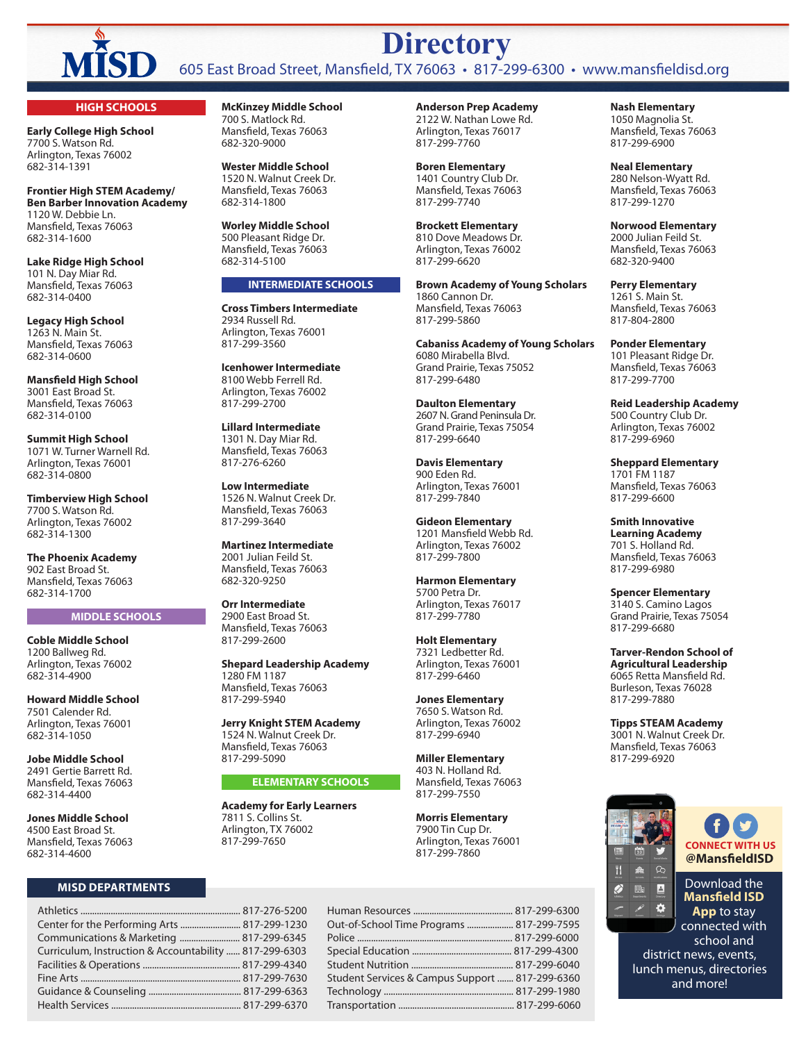# Directory

605 East Broad Street, Mansfield, TX 76063 • 817-299-6300 • www.mansfieldisd.org

## HIGH SCHOOLS

**Early College High School**
7700 S. Watson Rd.
Arlington, Texas 76002
682-314-1391

**Frontier High STEM Academy/ Ben Barber Innovation Academy**
1120 W. Debbie Ln.
Mansfield, Texas 76063
682-314-1600

**Lake Ridge High School**
101 N. Day Miar Rd.
Mansfield, Texas 76063
682-314-0400

**Legacy High School**
1263 N. Main St.
Mansfield, Texas 76063
682-314-0600

**Mansfield High School**
3001 East Broad St.
Mansfield, Texas 76063
682-314-0100

**Summit High School**
1071 W. Turner Warnell Rd.
Arlington, Texas 76001
682-314-0800

**Timberview High School**
7700 S. Watson Rd.
Arlington, Texas 76002
682-314-1300

**The Phoenix Academy**
902 East Broad St.
Mansfield, Texas 76063
682-314-1700

## MIDDLE SCHOOLS

**Coble Middle School**
1200 Ballweg Rd.
Arlington, Texas 76002
682-314-4900

**Howard Middle School**
7501 Calender Rd.
Arlington, Texas 76001
682-314-1050

**Jobe Middle School**
2491 Gertie Barrett Rd.
Mansfield, Texas 76063
682-314-4400

**Jones Middle School**
4500 East Broad St.
Mansfield, Texas 76063
682-314-4600

**McKinzey Middle School**
700 S. Matlock Rd.
Mansfield, Texas 76063
682-320-9000

**Wester Middle School**
1520 N. Walnut Creek Dr.
Mansfield, Texas 76063
682-314-1800

**Worley Middle School**
500 Pleasant Ridge Dr.
Mansfield, Texas 76063
682-314-5100

## INTERMEDIATE SCHOOLS

**Cross Timbers Intermediate**
2934 Russell Rd.
Arlington, Texas 76001
817-299-3560

**Icenhower Intermediate**
8100 Webb Ferrell Rd.
Arlington, Texas 76002
817-299-2700

**Lillard Intermediate**
1301 N. Day Miar Rd.
Mansfield, Texas 76063
817-276-6260

**Low Intermediate**
1526 N. Walnut Creek Dr.
Mansfield, Texas 76063
817-299-3640

**Martinez Intermediate**
2001 Julian Feild St.
Mansfield, Texas 76063
682-320-9250

**Orr Intermediate**
2900 East Broad St.
Mansfield, Texas 76063
817-299-2600

**Shepard Leadership Academy**
1280 FM 1187
Mansfield, Texas 76063
817-299-5940

**Jerry Knight STEM Academy**
1524 N. Walnut Creek Dr.
Mansfield, Texas 76063
817-299-5090

## ELEMENTARY SCHOOLS

**Academy for Early Learners**
7811 S. Collins St.
Arlington, TX 76002
817-299-7650

**Anderson Prep Academy**
2122 W. Nathan Lowe Rd.
Arlington, Texas 76017
817-299-7760

**Boren Elementary**
1401 Country Club Dr.
Mansfield, Texas 76063
817-299-7740

**Brockett Elementary**
810 Dove Meadows Dr.
Arlington, Texas 76002
817-299-6620

**Brown Academy of Young Scholars**
1860 Cannon Dr.
Mansfield, Texas 76063
817-299-5860

**Cabaniss Academy of Young Scholars**
6080 Mirabella Blvd.
Grand Prairie, Texas 75052
817-299-6480

**Daulton Elementary**
2607 N. Grand Peninsula Dr.
Grand Prairie, Texas 75054
817-299-6640

**Davis Elementary**
900 Eden Rd.
Arlington, Texas 76001
817-299-7840

**Gideon Elementary**
1201 Mansfield Webb Rd.
Arlington, Texas 76002
817-299-7800

**Harmon Elementary**
5700 Petra Dr.
Arlington, Texas 76017
817-299-7780

**Holt Elementary**
7321 Ledbetter Rd.
Arlington, Texas 76001
817-299-6460

**Jones Elementary**
7650 S. Watson Rd.
Arlington, Texas 76002
817-299-6940

**Miller Elementary**
403 N. Holland Rd.
Mansfield, Texas 76063
817-299-7550

**Morris Elementary**
7900 Tin Cup Dr.
Arlington, Texas 76001
817-299-7860

**Nash Elementary**
1050 Magnolia St.
Mansfield, Texas 76063
817-299-6900

**Neal Elementary**
280 Nelson-Wyatt Rd.
Mansfield, Texas 76063
817-299-1270

**Norwood Elementary**
2000 Julian Feild St.
Mansfield, Texas 76063
682-320-9400

**Perry Elementary**
1261 S. Main St.
Mansfield, Texas 76063
817-804-2800

**Ponder Elementary**
101 Pleasant Ridge Dr.
Mansfield, Texas 76063
817-299-7700

**Reid Leadership Academy**
500 Country Club Dr.
Arlington, Texas 76002
817-299-6960

**Sheppard Elementary**
1701 FM 1187
Mansfield, Texas 76063
817-299-6600

**Smith Innovative Learning Academy**
701 S. Holland Rd.
Mansfield, Texas 76063
817-299-6980

**Spencer Elementary**
3140 S. Camino Lagos
Grand Prairie, Texas 75054
817-299-6680

**Tarver-Rendon School of Agricultural Leadership**
6065 Retta Mansfield Rd.
Burleson, Texas 76028
817-299-7880

**Tipps STEAM Academy**
3001 N. Walnut Creek Dr.
Mansfield, Texas 76063
817-299-6920

## MISD DEPARTMENTS

| | |
|---|---|
| Athletics | 817-276-5200 |
| Center for the Performing Arts | 817-299-1230 |
| Communications & Marketing | 817-299-6345 |
| Curriculum, Instruction & Accountability | 817-299-6303 |
| Facilities & Operations | 817-299-4340 |
| Fine Arts | 817-299-7630 |
| Guidance & Counseling | 817-299-6363 |
| Health Services | 817-299-6370 |
| Human Resources | 817-299-6300 |
| Out-of-School Time Programs | 817-299-7595 |
| Police | 817-299-6000 |
| Special Education | 817-299-4300 |
| Student Nutrition | 817-299-6040 |
| Student Services & Campus Support | 817-299-6360 |
| Technology | 817-299-1980 |
| Transportation | 817-299-6060 |

CONNECT WITH US @MansfieldISD

Download the **Mansfield ISD App** to stay connected with school and district news, events, lunch menus, directories and more!